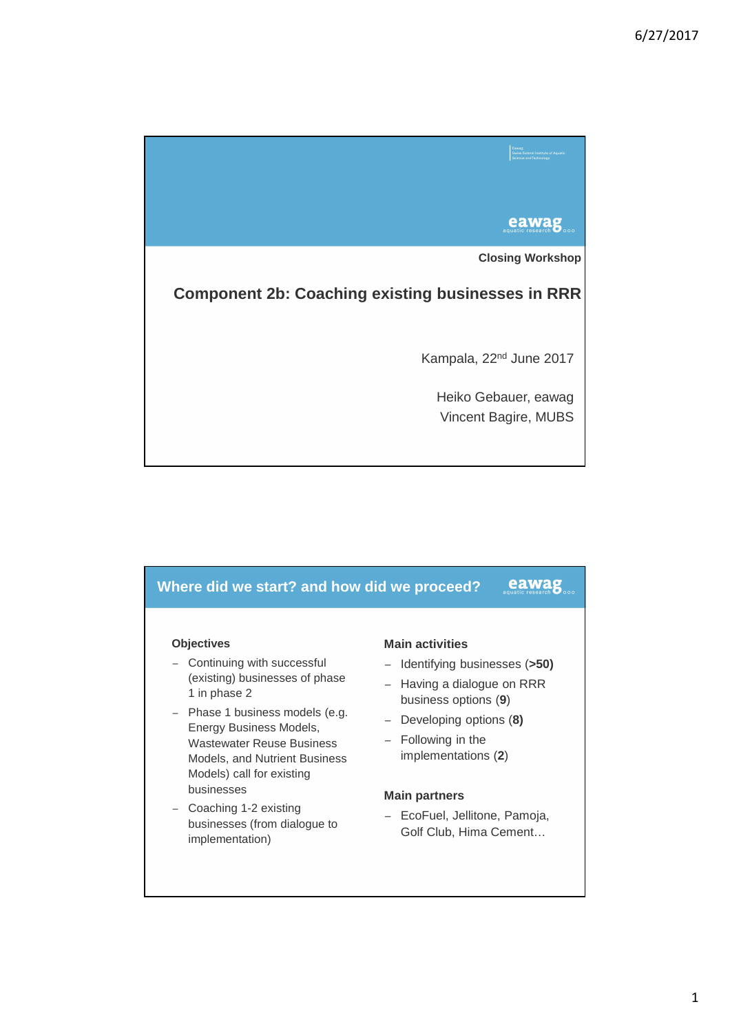eawag
aquatic research

Closing Workshop

## Component 2b: Coaching existing businesses in RRR

Kampala, 22nd June 2017

Heiko Gebauer, eawag
Vincent Bagire, MUBS

## Where did we start? and how did we proceed?

eawag
aquatic research

**Objectives**

- Continuing with successful (existing) businesses of phase 1 in phase 2
- Phase 1 business models (e.g. Energy Business Models, Wastewater Reuse Business Models, and Nutrient Business Models) call for existing businesses
- Coaching 1-2 existing businesses (from dialogue to implementation)

**Main activities**

- Identifying businesses (**>50)**
- Having a dialogue on RRR business options (**9**)
- Developing options (**8)**
- Following in the implementations (**2**)

**Main partners**

- EcoFuel, Jellitone, Pamoja, Golf Club, Hima Cement…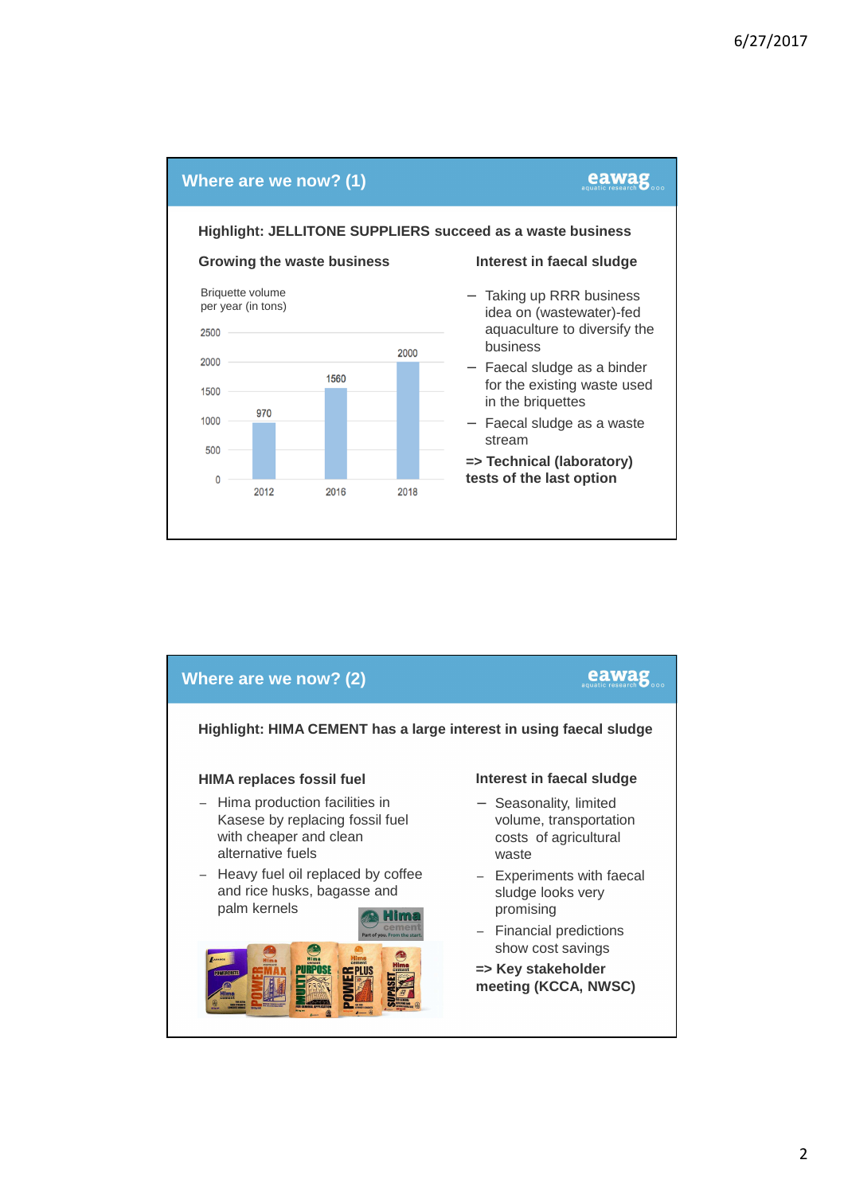## Where are we now? (1)

**Highlight: JELLITONE SUPPLIERS succeed as a waste business**

**Growing the waste business**

Briquette volume per year (in tons)

| Year | Briquette volume (tons) |
|---|---|
| 2012 | 970 |
| 2016 | 1560 |
| 2018 | 2000 |

**Interest in faecal sludge**

- Taking up RRR business idea on (wastewater)-fed aquaculture to diversify the business
- Faecal sludge as a binder for the existing waste used in the briquettes
- Faecal sludge as a waste stream

**=> Technical (laboratory) tests of the last option**

## Where are we now? (2)

**Highlight: HIMA CEMENT has a large interest in using faecal sludge**

**HIMA replaces fossil fuel**

- Hima production facilities in Kasese by replacing fossil fuel with cheaper and clean alternative fuels
- Heavy fuel oil replaced by coffee and rice husks, bagasse and palm kernels

**Interest in faecal sludge**

- Seasonality, limited volume, transportation costs of agricultural waste
- Experiments with faecal sludge looks very promising
- Financial predictions show cost savings

**=> Key stakeholder meeting (KCCA, NWSC)**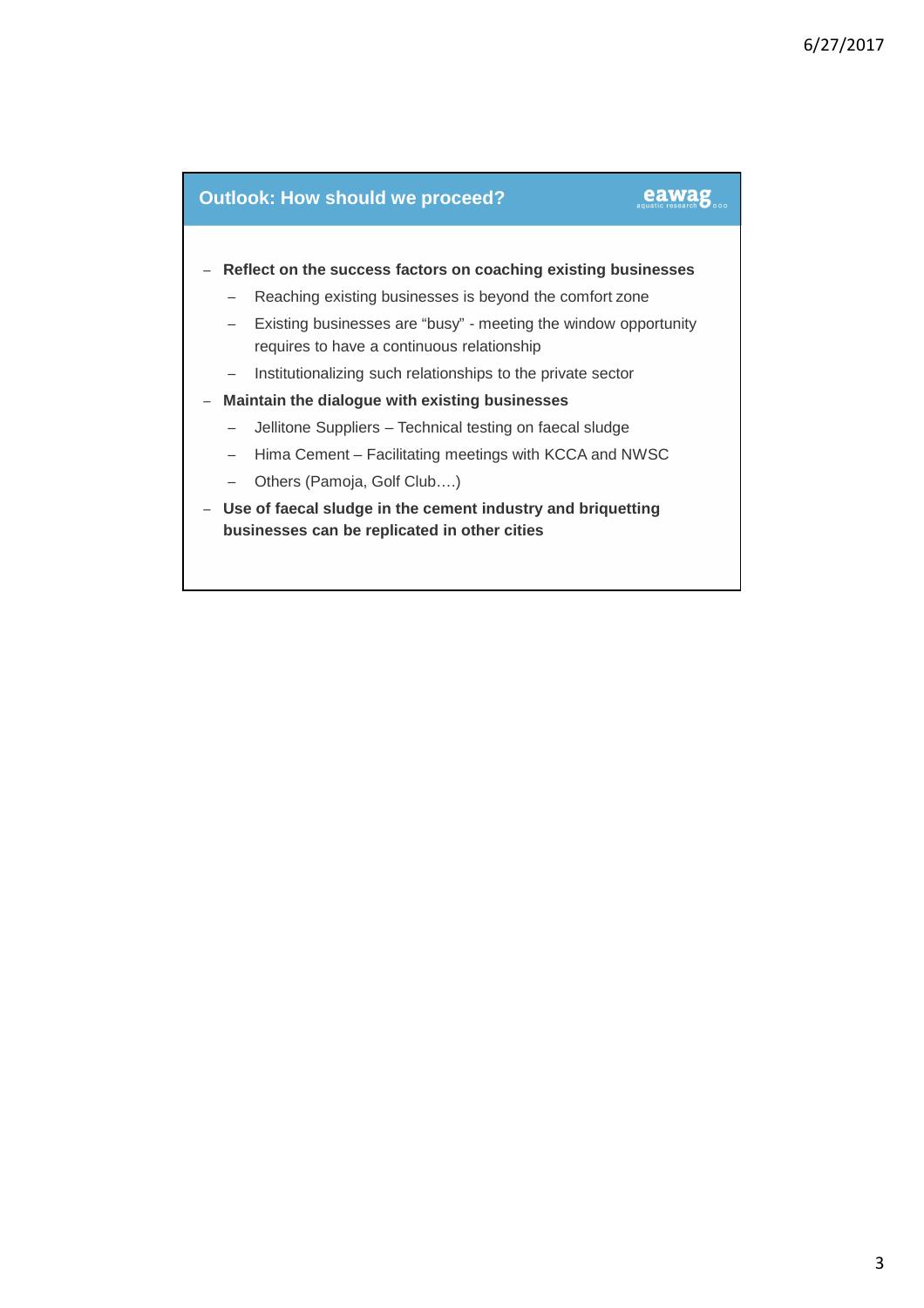## Outlook: How should we proceed?

- **Reflect on the success factors on coaching existing businesses**
  - Reaching existing businesses is beyond the comfort zone
  - Existing businesses are "busy" - meeting the window opportunity requires to have a continuous relationship
  - Institutionalizing such relationships to the private sector
- **Maintain the dialogue with existing businesses**
  - Jellitone Suppliers – Technical testing on faecal sludge
  - Hima Cement – Facilitating meetings with KCCA and NWSC
  - Others (Pamoja, Golf Club….)
- **Use of faecal sludge in the cement industry and briquetting businesses can be replicated in other cities**